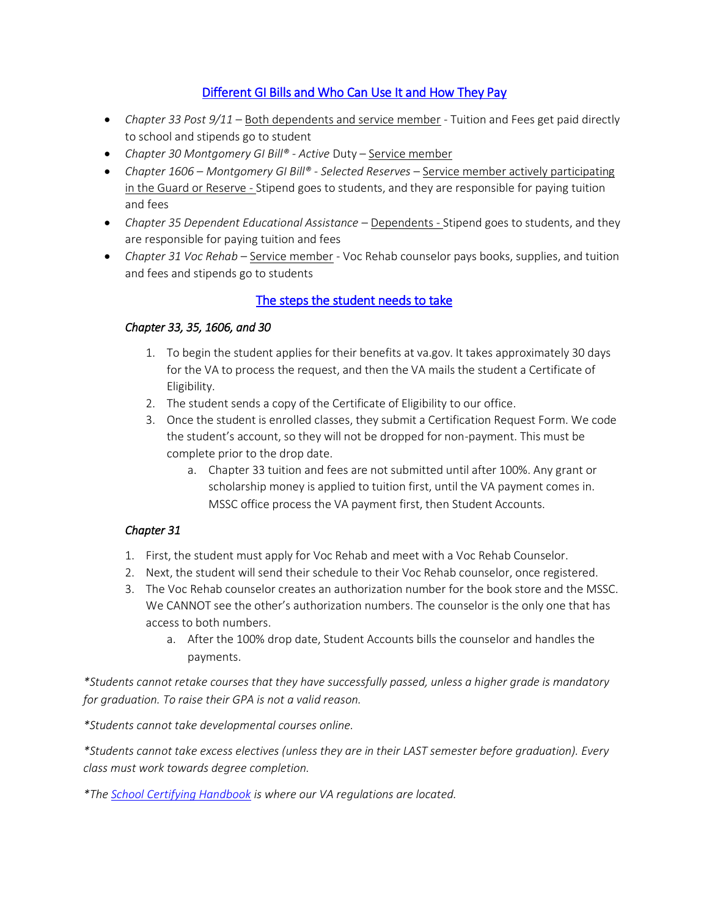## Different GI Bills and Who Can Use It and How They Pay

- *Chapter 33 Post 9/11* – Both dependents and service member - Tuition and Fees get paid directly to school and stipends go to student
- *Chapter 30 Montgomery GI Bill® - Active* Duty – Service member
- *Chapter 1606 – Montgomery GI Bill® - Selected Reserves* – Service member actively participating in the Guard or Reserve - Stipend goes to students, and they are responsible for paying tuition and fees
- *Chapter 35 Dependent Educational Assistance* – Dependents - Stipend goes to students, and they are responsible for paying tuition and fees
- *Chapter 31 Voc Rehab* – Service member - Voc Rehab counselor pays books, supplies, and tuition and fees and stipends go to students

## The steps the student needs to take

### *Chapter 33, 35, 1606, and 30*

1. To begin the student applies for their benefits at va.gov. It takes approximately 30 days for the VA to process the request, and then the VA mails the student a Certificate of Eligibility.
2. The student sends a copy of the Certificate of Eligibility to our office.
3. Once the student is enrolled classes, they submit a Certification Request Form. We code the student's account, so they will not be dropped for non-payment. This must be complete prior to the drop date.
   a. Chapter 33 tuition and fees are not submitted until after 100%. Any grant or scholarship money is applied to tuition first, until the VA payment comes in. MSSC office process the VA payment first, then Student Accounts.

### *Chapter 31*

1. First, the student must apply for Voc Rehab and meet with a Voc Rehab Counselor.
2. Next, the student will send their schedule to their Voc Rehab counselor, once registered.
3. The Voc Rehab counselor creates an authorization number for the book store and the MSSC. We CANNOT see the other's authorization numbers. The counselor is the only one that has access to both numbers.
   a. After the 100% drop date, Student Accounts bills the counselor and handles the payments.

**Notes**

*\*Students cannot retake courses that they have successfully passed, unless a higher grade is mandatory for graduation. To raise their GPA is not a valid reason.*

*\*Students cannot take developmental courses online.*

*\*Students cannot take excess electives (unless they are in their LAST semester before graduation). Every class must work towards degree completion.*

*\*The School Certifying Handbook is where our VA regulations are located.*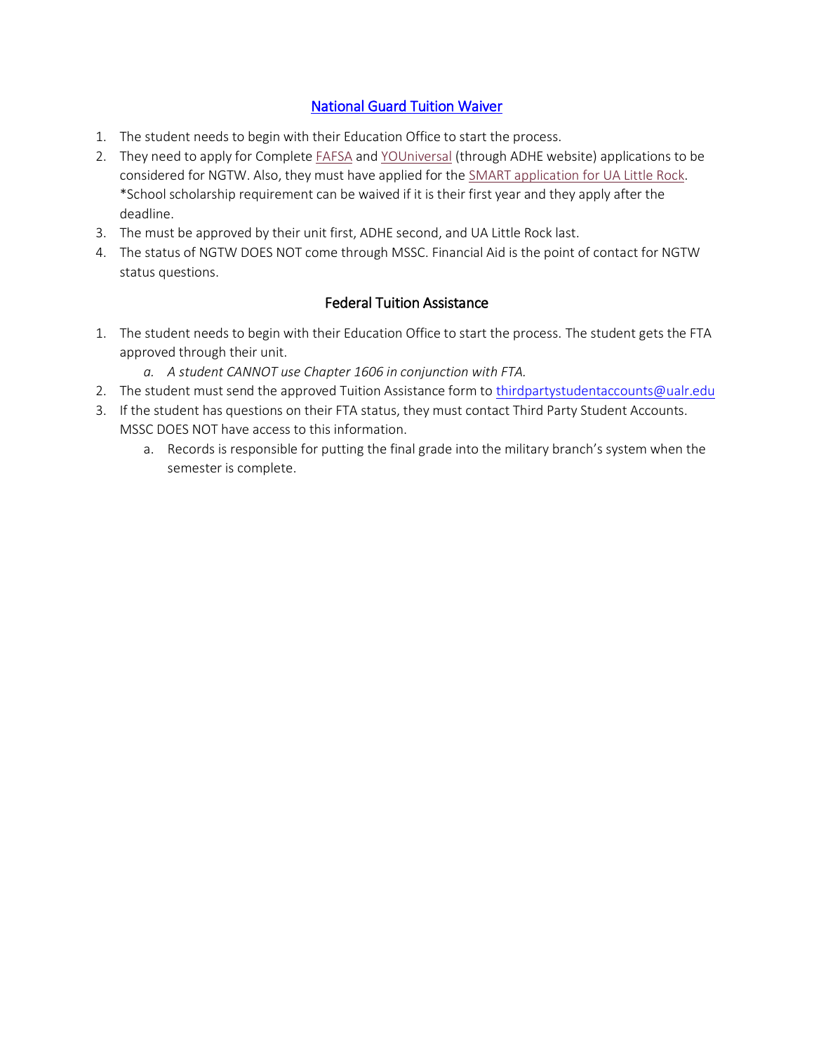## National Guard Tuition Waiver

1. The student needs to begin with their Education Office to start the process.
2. They need to apply for Complete FAFSA and YOUniversal (through ADHE website) applications to be considered for NGTW. Also, they must have applied for the SMART application for UA Little Rock. *School scholarship requirement can be waived if it is their first year and they apply after the deadline.
3. The must be approved by their unit first, ADHE second, and UA Little Rock last.
4. The status of NGTW DOES NOT come through MSSC. Financial Aid is the point of contact for NGTW status questions.

## Federal Tuition Assistance

1. The student needs to begin with their Education Office to start the process. The student gets the FTA approved through their unit.
   a. *A student CANNOT use Chapter 1606 in conjunction with FTA.*
2. The student must send the approved Tuition Assistance form to thirdpartystudentaccounts@ualr.edu
3. If the student has questions on their FTA status, they must contact Third Party Student Accounts. MSSC DOES NOT have access to this information.
   a. Records is responsible for putting the final grade into the military branch's system when the semester is complete.